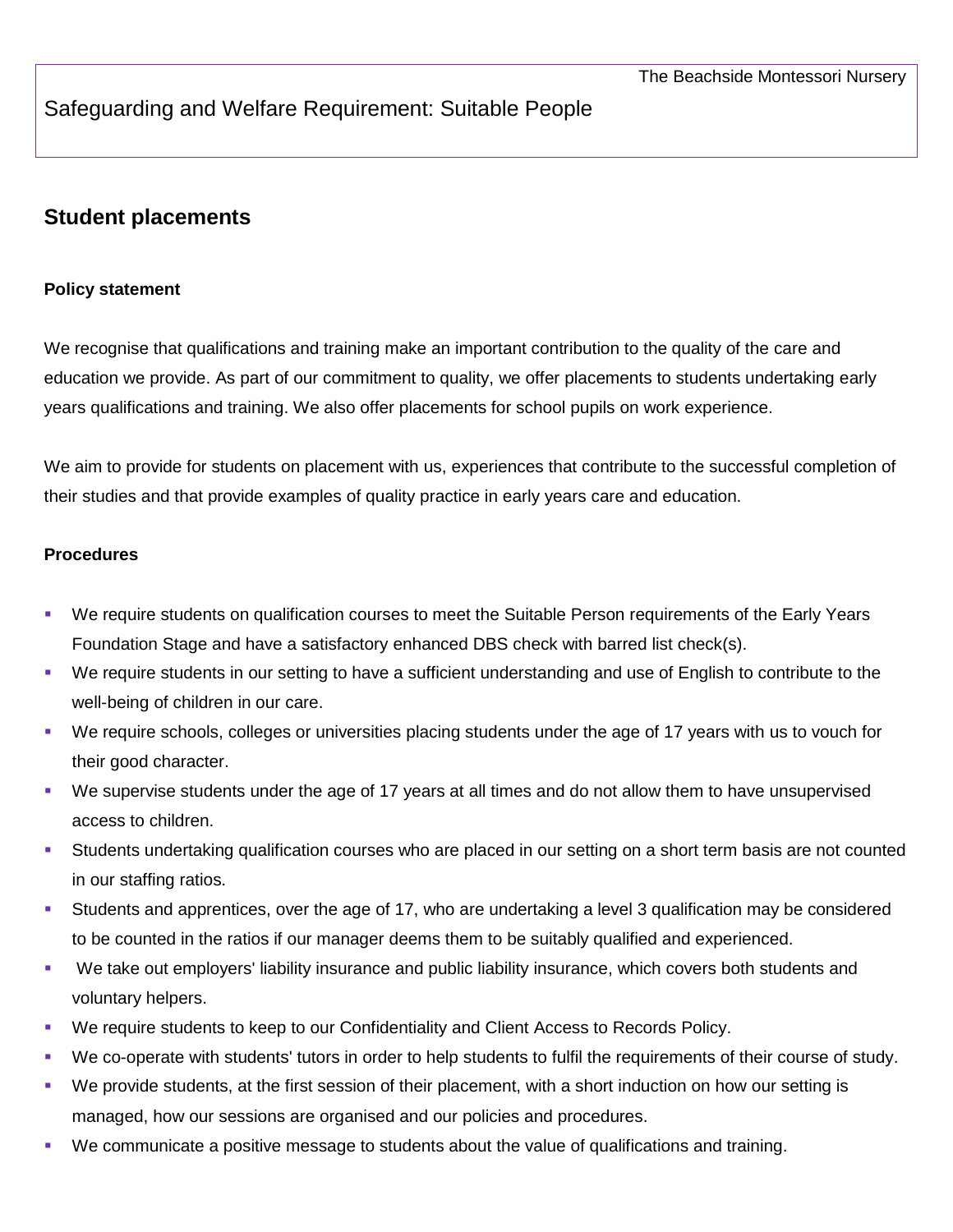The Beachside Montessori Nursery

Safeguarding and Welfare Requirement: Suitable People

## Student placements

### Policy statement

We recognise that qualifications and training make an important contribution to the quality of the care and education we provide. As part of our commitment to quality, we offer placements to students undertaking early years qualifications and training. We also offer placements for school pupils on work experience.

We aim to provide for students on placement with us, experiences that contribute to the successful completion of their studies and that provide examples of quality practice in early years care and education.

### Procedures

- We require students on qualification courses to meet the Suitable Person requirements of the Early Years Foundation Stage and have a satisfactory enhanced DBS check with barred list check(s).
- We require students in our setting to have a sufficient understanding and use of English to contribute to the well-being of children in our care.
- We require schools, colleges or universities placing students under the age of 17 years with us to vouch for their good character.
- We supervise students under the age of 17 years at all times and do not allow them to have unsupervised access to children.
- Students undertaking qualification courses who are placed in our setting on a short term basis are not counted in our staffing ratios.
- Students and apprentices, over the age of 17, who are undertaking a level 3 qualification may be considered to be counted in the ratios if our manager deems them to be suitably qualified and experienced.
- We take out employers' liability insurance and public liability insurance, which covers both students and voluntary helpers.
- We require students to keep to our Confidentiality and Client Access to Records Policy.
- We co-operate with students' tutors in order to help students to fulfil the requirements of their course of study.
- We provide students, at the first session of their placement, with a short induction on how our setting is managed, how our sessions are organised and our policies and procedures.
- We communicate a positive message to students about the value of qualifications and training.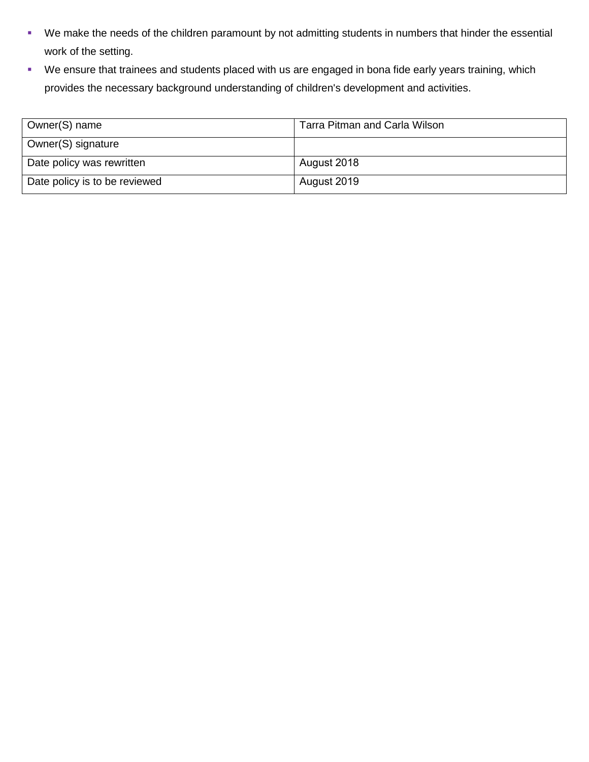- We make the needs of the children paramount by not admitting students in numbers that hinder the essential work of the setting.
- We ensure that trainees and students placed with us are engaged in bona fide early years training, which provides the necessary background understanding of children's development and activities.

| | |
|---|---|
| Owner(S) name | Tarra Pitman and Carla Wilson |
| Owner(S) signature | |
| Date policy was rewritten | August 2018 |
| Date policy is to be reviewed | August 2019 |